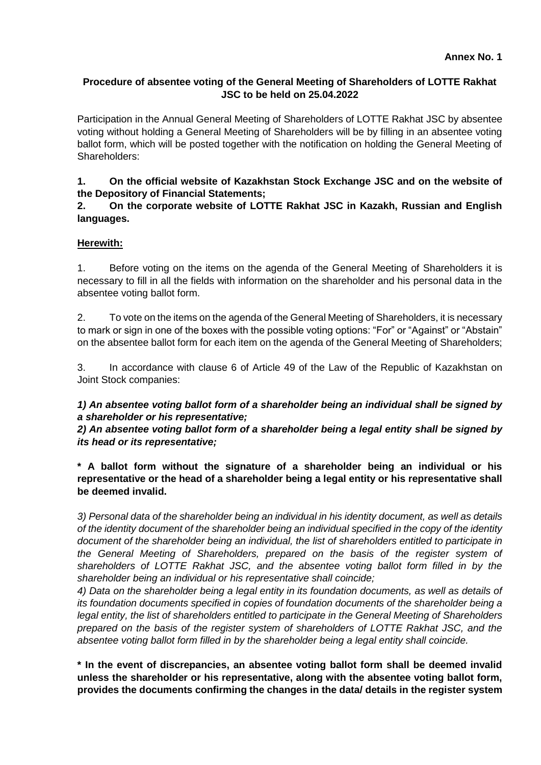**Annex No. 1**

**Procedure of absentee voting of the General Meeting of Shareholders of LOTTE Rakhat JSC to be held on 25.04.2022**

Participation in the Annual General Meeting of Shareholders of LOTTE Rakhat JSC by absentee voting without holding a General Meeting of Shareholders will be by filling in an absentee voting ballot form, which will be posted together with the notification on holding the General Meeting of Shareholders:

**1. On the official website of Kazakhstan Stock Exchange JSC and on the website of the Depository of Financial Statements;**

**2. On the corporate website of LOTTE Rakhat JSC in Kazakh, Russian and English languages.**

**Herewith:**

1. Before voting on the items on the agenda of the General Meeting of Shareholders it is necessary to fill in all the fields with information on the shareholder and his personal data in the absentee voting ballot form.

2. To vote on the items on the agenda of the General Meeting of Shareholders, it is necessary to mark or sign in one of the boxes with the possible voting options: "For" or "Against" or "Abstain" on the absentee ballot form for each item on the agenda of the General Meeting of Shareholders;

3. In accordance with clause 6 of Article 49 of the Law of the Republic of Kazakhstan on Joint Stock companies:

***1) An absentee voting ballot form of a shareholder being an individual shall be signed by a shareholder or his representative;***

***2) An absentee voting ballot form of a shareholder being a legal entity shall be signed by its head or its representative;***

**\* A ballot form without the signature of a shareholder being an individual or his representative or the head of a shareholder being a legal entity or his representative shall be deemed invalid.**

*3) Personal data of the shareholder being an individual in his identity document, as well as details of the identity document of the shareholder being an individual specified in the copy of the identity document of the shareholder being an individual, the list of shareholders entitled to participate in the General Meeting of Shareholders, prepared on the basis of the register system of shareholders of LOTTE Rakhat JSC, and the absentee voting ballot form filled in by the shareholder being an individual or his representative shall coincide;*

*4) Data on the shareholder being a legal entity in its foundation documents, as well as details of its foundation documents specified in copies of foundation documents of the shareholder being a legal entity, the list of shareholders entitled to participate in the General Meeting of Shareholders prepared on the basis of the register system of shareholders of LOTTE Rakhat JSC, and the absentee voting ballot form filled in by the shareholder being a legal entity shall coincide.*

**\* In the event of discrepancies, an absentee voting ballot form shall be deemed invalid unless the shareholder or his representative, along with the absentee voting ballot form, provides the documents confirming the changes in the data/ details in the register system**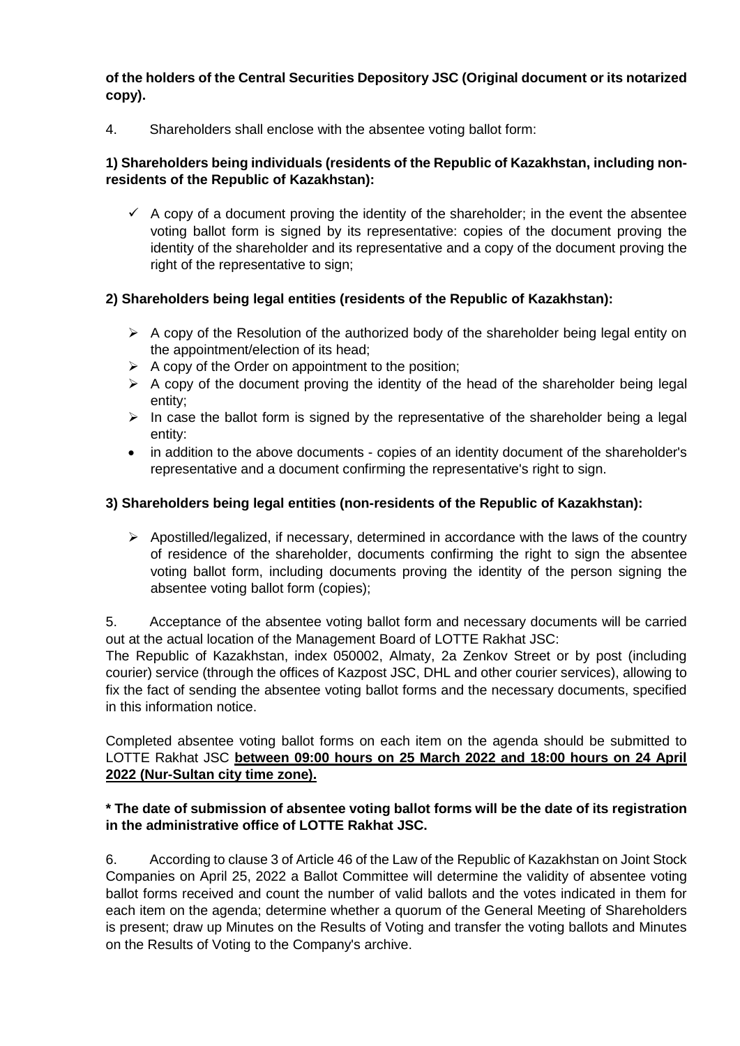**of the holders of the Central Securities Depository JSC (Original document or its notarized copy).**

4. Shareholders shall enclose with the absentee voting ballot form:

**1) Shareholders being individuals (residents of the Republic of Kazakhstan, including non-residents of the Republic of Kazakhstan):**

- ✓ A copy of a document proving the identity of the shareholder; in the event the absentee voting ballot form is signed by its representative: copies of the document proving the identity of the shareholder and its representative and a copy of the document proving the right of the representative to sign;

**2) Shareholders being legal entities (residents of the Republic of Kazakhstan):**

- ➢ A copy of the Resolution of the authorized body of the shareholder being legal entity on the appointment/election of its head;
- ➢ A copy of the Order on appointment to the position;
- ➢ A copy of the document proving the identity of the head of the shareholder being legal entity;
- ➢ In case the ballot form is signed by the representative of the shareholder being a legal entity:
  - in addition to the above documents - copies of an identity document of the shareholder's representative and a document confirming the representative's right to sign.

**3) Shareholders being legal entities (non-residents of the Republic of Kazakhstan):**

- ➢ Apostilled/legalized, if necessary, determined in accordance with the laws of the country of residence of the shareholder, documents confirming the right to sign the absentee voting ballot form, including documents proving the identity of the person signing the absentee voting ballot form (copies);

5. Acceptance of the absentee voting ballot form and necessary documents will be carried out at the actual location of the Management Board of LOTTE Rakhat JSC:
The Republic of Kazakhstan, index 050002, Almaty, 2a Zenkov Street or by post (including courier) service (through the offices of Kazpost JSC, DHL and other courier services), allowing to fix the fact of sending the absentee voting ballot forms and the necessary documents, specified in this information notice.

Completed absentee voting ballot forms on each item on the agenda should be submitted to LOTTE Rakhat JSC **between 09:00 hours on 25 March 2022 and 18:00 hours on 24 April 2022 (Nur-Sultan city time zone).**

**\* The date of submission of absentee voting ballot forms will be the date of its registration in the administrative office of LOTTE Rakhat JSC.**

6. According to clause 3 of Article 46 of the Law of the Republic of Kazakhstan on Joint Stock Companies on April 25, 2022 a Ballot Committee will determine the validity of absentee voting ballot forms received and count the number of valid ballots and the votes indicated in them for each item on the agenda; determine whether a quorum of the General Meeting of Shareholders is present; draw up Minutes on the Results of Voting and transfer the voting ballots and Minutes on the Results of Voting to the Company's archive.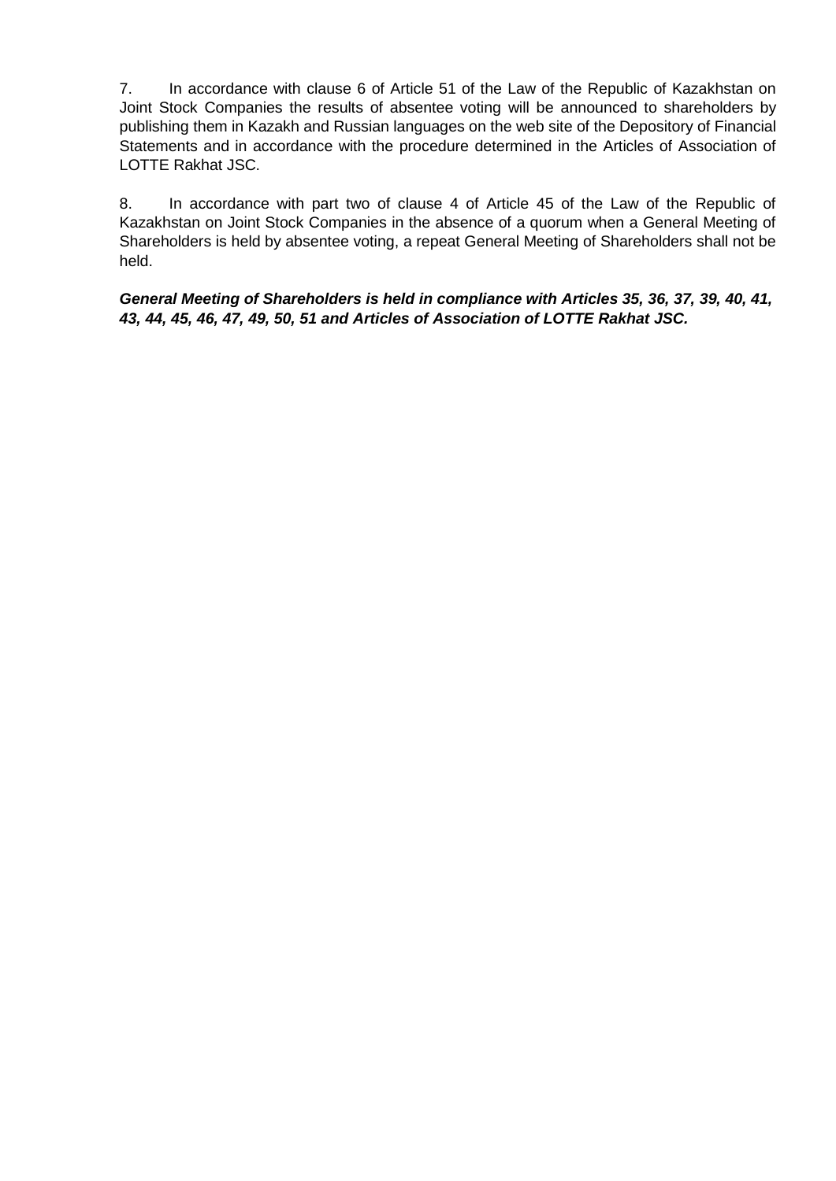7. In accordance with clause 6 of Article 51 of the Law of the Republic of Kazakhstan on Joint Stock Companies the results of absentee voting will be announced to shareholders by publishing them in Kazakh and Russian languages on the web site of the Depository of Financial Statements and in accordance with the procedure determined in the Articles of Association of LOTTE Rakhat JSC.

8. In accordance with part two of clause 4 of Article 45 of the Law of the Republic of Kazakhstan on Joint Stock Companies in the absence of a quorum when a General Meeting of Shareholders is held by absentee voting, a repeat General Meeting of Shareholders shall not be held.

***General Meeting of Shareholders is held in compliance with Articles 35, 36, 37, 39, 40, 41, 43, 44, 45, 46, 47, 49, 50, 51 and Articles of Association of LOTTE Rakhat JSC.***